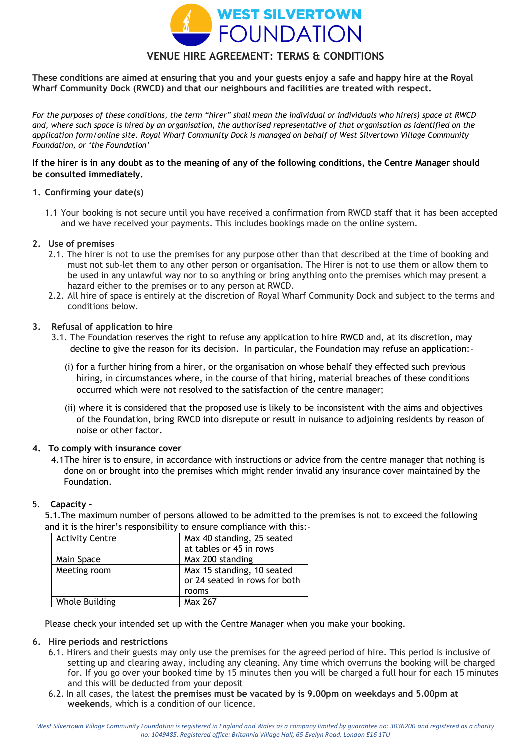# WEST SILVERTOWN FOUNDATION

## VENUE HIRE AGREEMENT: TERMS & CONDITIONS

**These conditions are aimed at ensuring that you and your guests enjoy a safe and happy hire at the Royal Wharf Community Dock (RWCD) and that our neighbours and facilities are treated with respect.**

*For the purposes of these conditions, the term "hirer" shall mean the individual or individuals who hire(s) space at RWCD and, where such space is hired by an organisation, the authorised representative of that organisation as identified on the application form/online site. Royal Wharf Community Dock is managed on behalf of West Silvertown Village Community Foundation, or 'the Foundation'*

**If the hirer is in any doubt as to the meaning of any of the following conditions, the Centre Manager should be consulted immediately.**

### 1. Confirming your date(s)

1.1 Your booking is not secure until you have received a confirmation from RWCD staff that it has been accepted and we have received your payments. This includes bookings made on the online system.

### 2. Use of premises

2.1. The hirer is not to use the premises for any purpose other than that described at the time of booking and must not sub-let them to any other person or organisation. The Hirer is not to use them or allow them to be used in any unlawful way nor to so anything or bring anything onto the premises which may present a hazard either to the premises or to any person at RWCD.

2.2. All hire of space is entirely at the discretion of Royal Wharf Community Dock and subject to the terms and conditions below.

### 3. Refusal of application to hire

3.1. The Foundation reserves the right to refuse any application to hire RWCD and, at its discretion, may decline to give the reason for its decision. In particular, the Foundation may refuse an application:-

(i) for a further hiring from a hirer, or the organisation on whose behalf they effected such previous hiring, in circumstances where, in the course of that hiring, material breaches of these conditions occurred which were not resolved to the satisfaction of the centre manager;

(ii) where it is considered that the proposed use is likely to be inconsistent with the aims and objectives of the Foundation, bring RWCD into disrepute or result in nuisance to adjoining residents by reason of noise or other factor.

### 4. To comply with insurance cover

4.1The hirer is to ensure, in accordance with instructions or advice from the centre manager that nothing is done on or brought into the premises which might render invalid any insurance cover maintained by the Foundation.

### 5. Capacity –

5.1.The maximum number of persons allowed to be admitted to the premises is not to exceed the following and it is the hirer's responsibility to ensure compliance with this:-

| Activity Centre | Max 40 standing, 25 seated at tables or 45 in rows |
|---|---|
| Main Space | Max 200 standing |
| Meeting room | Max 15 standing, 10 seated or 24 seated in rows for both rooms |
| Whole Building | Max 267 |

Please check your intended set up with the Centre Manager when you make your booking.

### 6. Hire periods and restrictions

6.1. Hirers and their guests may only use the premises for the agreed period of hire. This period is inclusive of setting up and clearing away, including any cleaning. Any time which overruns the booking will be charged for. If you go over your booked time by 15 minutes then you will be charged a full hour for each 15 minutes and this will be deducted from your deposit

6.2. In all cases, the latest **the premises must be vacated by is 9.00pm on weekdays and 5.00pm at weekends**, which is a condition of our licence.

*West Silvertown Village Community Foundation is registered in England and Wales as a company limited by guarantee no: 3036200 and registered as a charity no: 1049485. Registered office: Britannia Village Hall, 65 Evelyn Road, London E16 1TU*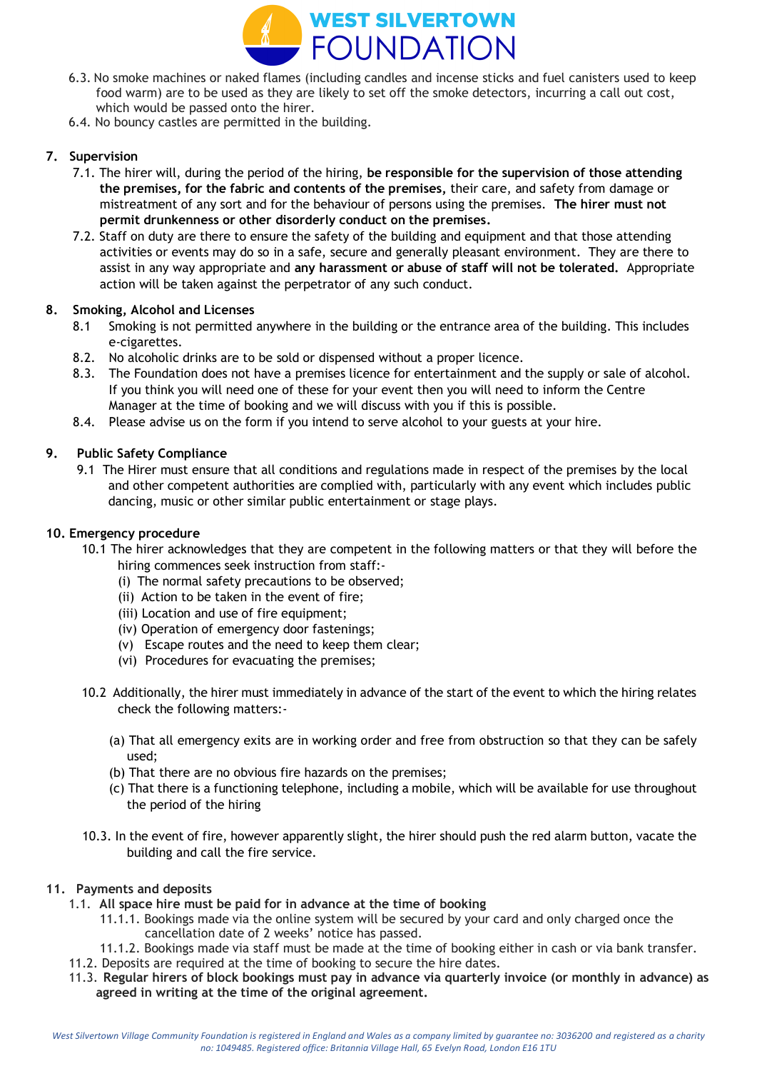6.3. No smoke machines or naked flames (including candles and incense sticks and fuel canisters used to keep food warm) are to be used as they are likely to set off the smoke detectors, incurring a call out cost, which would be passed onto the hirer.

6.4. No bouncy castles are permitted in the building.

## 7. Supervision

7.1. The hirer will, during the period of the hiring, **be responsible for the supervision of those attending the premises, for the fabric and contents of the premises,** their care, and safety from damage or mistreatment of any sort and for the behaviour of persons using the premises. **The hirer must not permit drunkenness or other disorderly conduct on the premises.**

7.2. Staff on duty are there to ensure the safety of the building and equipment and that those attending activities or events may do so in a safe, secure and generally pleasant environment. They are there to assist in any way appropriate and **any harassment or abuse of staff will not be tolerated.** Appropriate action will be taken against the perpetrator of any such conduct.

## 8. Smoking, Alcohol and Licenses

8.1 Smoking is not permitted anywhere in the building or the entrance area of the building. This includes e-cigarettes.

8.2. No alcoholic drinks are to be sold or dispensed without a proper licence.

8.3. The Foundation does not have a premises licence for entertainment and the supply or sale of alcohol. If you think you will need one of these for your event then you will need to inform the Centre Manager at the time of booking and we will discuss with you if this is possible.

8.4. Please advise us on the form if you intend to serve alcohol to your guests at your hire.

## 9. Public Safety Compliance

9.1 The Hirer must ensure that all conditions and regulations made in respect of the premises by the local and other competent authorities are complied with, particularly with any event which includes public dancing, music or other similar public entertainment or stage plays.

## 10. Emergency procedure

10.1 The hirer acknowledges that they are competent in the following matters or that they will before the hiring commences seek instruction from staff:-

(i) The normal safety precautions to be observed;
(ii) Action to be taken in the event of fire;
(iii) Location and use of fire equipment;
(iv) Operation of emergency door fastenings;
(v) Escape routes and the need to keep them clear;
(vi) Procedures for evacuating the premises;

10.2 Additionally, the hirer must immediately in advance of the start of the event to which the hiring relates check the following matters:-

(a) That all emergency exits are in working order and free from obstruction so that they can be safely used;
(b) That there are no obvious fire hazards on the premises;
(c) That there is a functioning telephone, including a mobile, which will be available for use throughout the period of the hiring

10.3. In the event of fire, however apparently slight, the hirer should push the red alarm button, vacate the building and call the fire service.

## 11. Payments and deposits

1.1. **All space hire must be paid for in advance at the time of booking**

11.1.1. Bookings made via the online system will be secured by your card and only charged once the cancellation date of 2 weeks' notice has passed.

11.1.2. Bookings made via staff must be made at the time of booking either in cash or via bank transfer.

11.2. Deposits are required at the time of booking to secure the hire dates.

11.3. **Regular hirers of block bookings must pay in advance via quarterly invoice (or monthly in advance) as agreed in writing at the time of the original agreement.**

*West Silvertown Village Community Foundation is registered in England and Wales as a company limited by guarantee no: 3036200 and registered as a charity no: 1049485. Registered office: Britannia Village Hall, 65 Evelyn Road, London E16 1TU*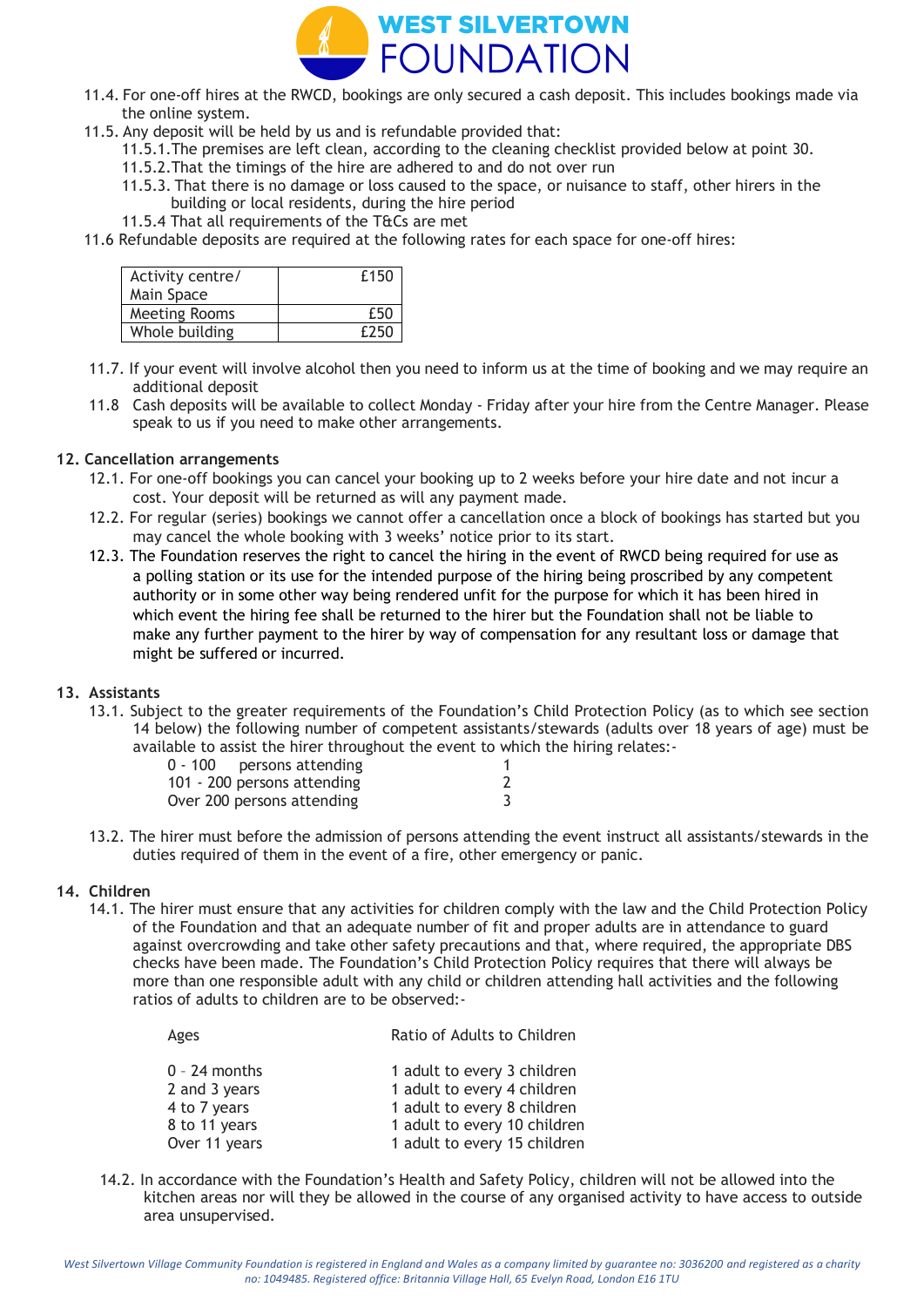11.4. For one-off hires at the RWCD, bookings are only secured a cash deposit. This includes bookings made via the online system.

11.5. Any deposit will be held by us and is refundable provided that:

11.5.1. The premises are left clean, according to the cleaning checklist provided below at point 30.

11.5.2. That the timings of the hire are adhered to and do not over run

11.5.3. That there is no damage or loss caused to the space, or nuisance to staff, other hirers in the building or local residents, during the hire period

11.5.4 That all requirements of the T&Cs are met

11.6 Refundable deposits are required at the following rates for each space for one-off hires:

| Space | Deposit |
|---|---:|
| Activity centre/ Main Space | £150 |
| Meeting Rooms | £50 |
| Whole building | £250 |

11.7. If your event will involve alcohol then you need to inform us at the time of booking and we may require an additional deposit

11.8 Cash deposits will be available to collect Monday - Friday after your hire from the Centre Manager. Please speak to us if you need to make other arrangements.

## 12. Cancellation arrangements

12.1. For one-off bookings you can cancel your booking up to 2 weeks before your hire date and not incur a cost. Your deposit will be returned as will any payment made.

12.2. For regular (series) bookings we cannot offer a cancellation once a block of bookings has started but you may cancel the whole booking with 3 weeks' notice prior to its start.

12.3. The Foundation reserves the right to cancel the hiring in the event of RWCD being required for use as a polling station or its use for the intended purpose of the hiring being proscribed by any competent authority or in some other way being rendered unfit for the purpose for which it has been hired in which event the hiring fee shall be returned to the hirer but the Foundation shall not be liable to make any further payment to the hirer by way of compensation for any resultant loss or damage that might be suffered or incurred.

## 13. Assistants

13.1. Subject to the greater requirements of the Foundation's Child Protection Policy (as to which see section 14 below) the following number of competent assistants/stewards (adults over 18 years of age) must be available to assist the hirer throughout the event to which the hiring relates:-

| Persons attending | Assistants/stewards |
|---|---|
| 0 - 100 persons attending | 1 |
| 101 - 200 persons attending | 2 |
| Over 200 persons attending | 3 |

13.2. The hirer must before the admission of persons attending the event instruct all assistants/stewards in the duties required of them in the event of a fire, other emergency or panic.

## 14. Children

14.1. The hirer must ensure that any activities for children comply with the law and the Child Protection Policy of the Foundation and that an adequate number of fit and proper adults are in attendance to guard against overcrowding and take other safety precautions and that, where required, the appropriate DBS checks have been made. The Foundation's Child Protection Policy requires that there will always be more than one responsible adult with any child or children attending hall activities and the following ratios of adults to children are to be observed:-

| Ages | Ratio of Adults to Children |
|---|---|
| 0 – 24 months | 1 adult to every 3 children |
| 2 and 3 years | 1 adult to every 4 children |
| 4 to 7 years | 1 adult to every 8 children |
| 8 to 11 years | 1 adult to every 10 children |
| Over 11 years | 1 adult to every 15 children |

14.2. In accordance with the Foundation's Health and Safety Policy, children will not be allowed into the kitchen areas nor will they be allowed in the course of any organised activity to have access to outside area unsupervised.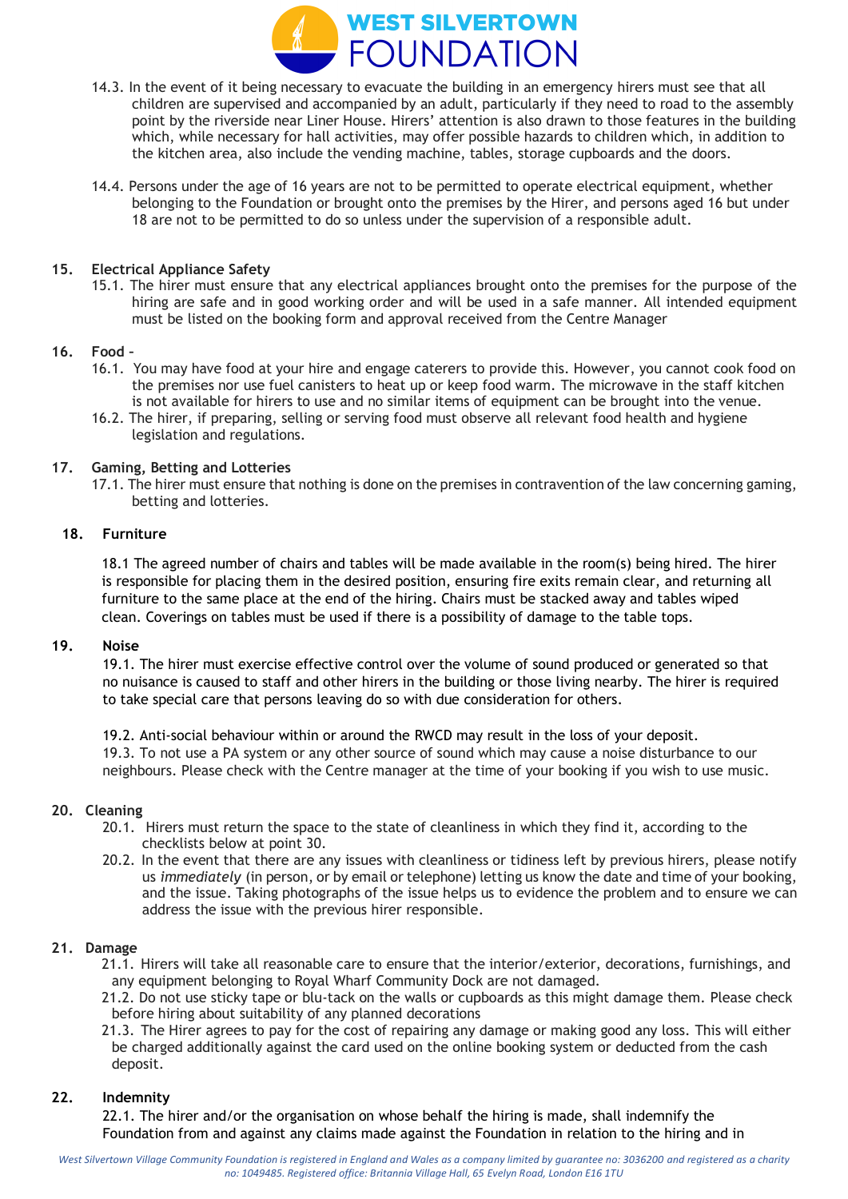14.3. In the event of it being necessary to evacuate the building in an emergency hirers must see that all children are supervised and accompanied by an adult, particularly if they need to road to the assembly point by the riverside near Liner House. Hirers' attention is also drawn to those features in the building which, while necessary for hall activities, may offer possible hazards to children which, in addition to the kitchen area, also include the vending machine, tables, storage cupboards and the doors.

14.4. Persons under the age of 16 years are not to be permitted to operate electrical equipment, whether belonging to the Foundation or brought onto the premises by the Hirer, and persons aged 16 but under 18 are not to be permitted to do so unless under the supervision of a responsible adult.

## 15. Electrical Appliance Safety

15.1. The hirer must ensure that any electrical appliances brought onto the premises for the purpose of the hiring are safe and in good working order and will be used in a safe manner. All intended equipment must be listed on the booking form and approval received from the Centre Manager

## 16. Food –

16.1. You may have food at your hire and engage caterers to provide this. However, you cannot cook food on the premises nor use fuel canisters to heat up or keep food warm. The microwave in the staff kitchen is not available for hirers to use and no similar items of equipment can be brought into the venue.

16.2. The hirer, if preparing, selling or serving food must observe all relevant food health and hygiene legislation and regulations.

## 17. Gaming, Betting and Lotteries

17.1. The hirer must ensure that nothing is done on the premises in contravention of the law concerning gaming, betting and lotteries.

## 18. Furniture

18.1 The agreed number of chairs and tables will be made available in the room(s) being hired. The hirer is responsible for placing them in the desired position, ensuring fire exits remain clear, and returning all furniture to the same place at the end of the hiring. Chairs must be stacked away and tables wiped clean. Coverings on tables must be used if there is a possibility of damage to the table tops.

## 19. Noise

19.1. The hirer must exercise effective control over the volume of sound produced or generated so that no nuisance is caused to staff and other hirers in the building or those living nearby. The hirer is required to take special care that persons leaving do so with due consideration for others.

19.2. Anti-social behaviour within or around the RWCD may result in the loss of your deposit.

19.3. To not use a PA system or any other source of sound which may cause a noise disturbance to our neighbours. Please check with the Centre manager at the time of your booking if you wish to use music.

## 20. Cleaning

20.1. Hirers must return the space to the state of cleanliness in which they find it, according to the checklists below at point 30.

20.2. In the event that there are any issues with cleanliness or tidiness left by previous hirers, please notify us *immediately* (in person, or by email or telephone) letting us know the date and time of your booking, and the issue. Taking photographs of the issue helps us to evidence the problem and to ensure we can address the issue with the previous hirer responsible.

## 21. Damage

21.1. Hirers will take all reasonable care to ensure that the interior/exterior, decorations, furnishings, and any equipment belonging to Royal Wharf Community Dock are not damaged.

21.2. Do not use sticky tape or blu-tack on the walls or cupboards as this might damage them. Please check before hiring about suitability of any planned decorations

21.3. The Hirer agrees to pay for the cost of repairing any damage or making good any loss. This will either be charged additionally against the card used on the online booking system or deducted from the cash deposit.

## 22. Indemnity

22.1. The hirer and/or the organisation on whose behalf the hiring is made, shall indemnify the Foundation from and against any claims made against the Foundation in relation to the hiring and in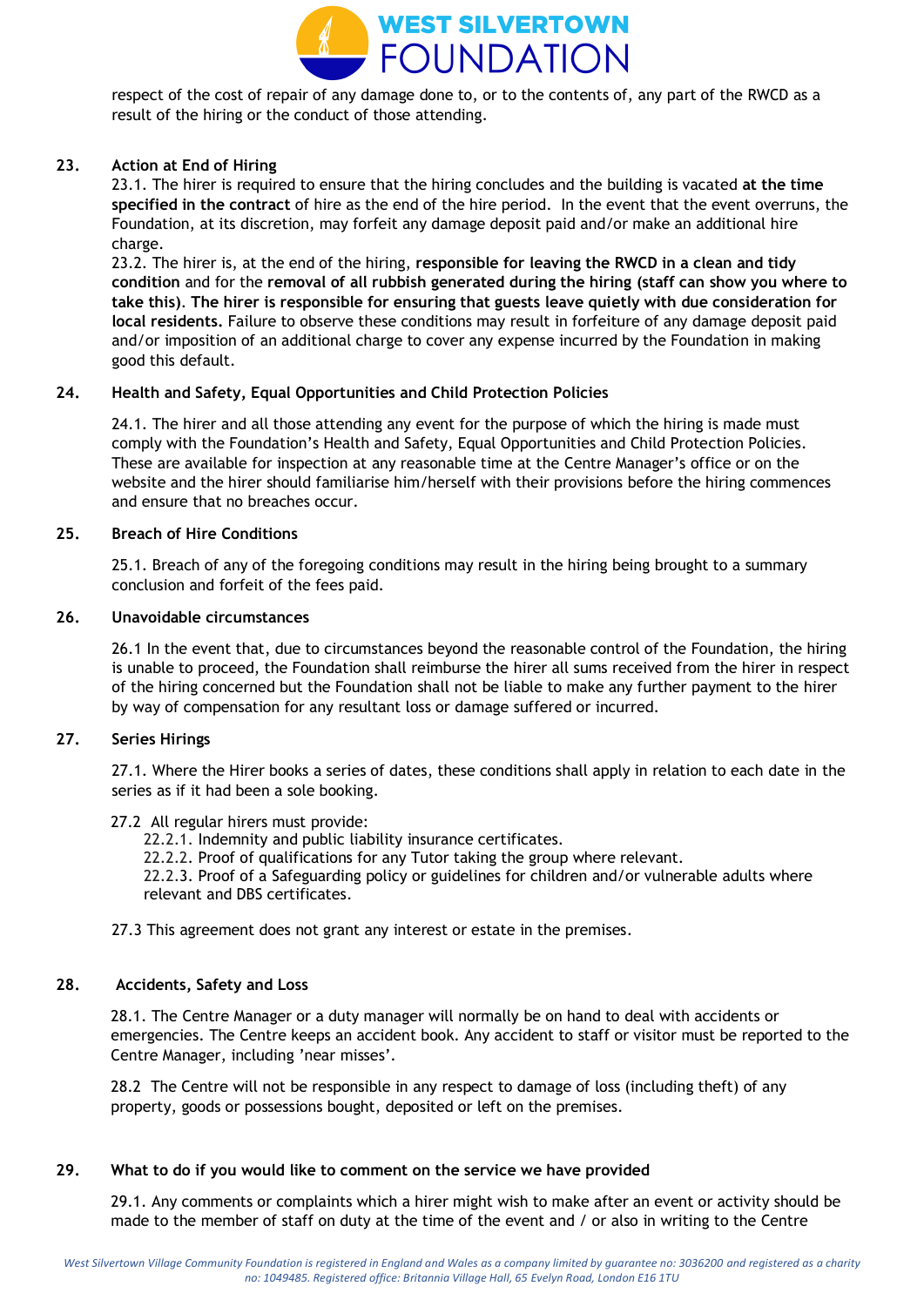respect of the cost of repair of any damage done to, or to the contents of, any part of the RWCD as a result of the hiring or the conduct of those attending.

## 23. Action at End of Hiring

23.1. The hirer is required to ensure that the hiring concludes and the building is vacated **at the time specified in the contract** of hire as the end of the hire period. In the event that the event overruns, the Foundation, at its discretion, may forfeit any damage deposit paid and/or make an additional hire charge.

23.2. The hirer is, at the end of the hiring, **responsible for leaving the RWCD in a clean and tidy condition** and for the **removal of all rubbish generated during the hiring (staff can show you where to take this)**. **The hirer is responsible for ensuring that guests leave quietly with due consideration for local residents.** Failure to observe these conditions may result in forfeiture of any damage deposit paid and/or imposition of an additional charge to cover any expense incurred by the Foundation in making good this default.

## 24. Health and Safety, Equal Opportunities and Child Protection Policies

24.1. The hirer and all those attending any event for the purpose of which the hiring is made must comply with the Foundation's Health and Safety, Equal Opportunities and Child Protection Policies. These are available for inspection at any reasonable time at the Centre Manager's office or on the website and the hirer should familiarise him/herself with their provisions before the hiring commences and ensure that no breaches occur.

## 25. Breach of Hire Conditions

25.1. Breach of any of the foregoing conditions may result in the hiring being brought to a summary conclusion and forfeit of the fees paid.

## 26. Unavoidable circumstances

26.1 In the event that, due to circumstances beyond the reasonable control of the Foundation, the hiring is unable to proceed, the Foundation shall reimburse the hirer all sums received from the hirer in respect of the hiring concerned but the Foundation shall not be liable to make any further payment to the hirer by way of compensation for any resultant loss or damage suffered or incurred.

## 27. Series Hirings

27.1. Where the Hirer books a series of dates, these conditions shall apply in relation to each date in the series as if it had been a sole booking.

27.2 All regular hirers must provide:

- 22.2.1. Indemnity and public liability insurance certificates.
- 22.2.2. Proof of qualifications for any Tutor taking the group where relevant.
- 22.2.3. Proof of a Safeguarding policy or guidelines for children and/or vulnerable adults where relevant and DBS certificates.

27.3 This agreement does not grant any interest or estate in the premises.

## 28. Accidents, Safety and Loss

28.1. The Centre Manager or a duty manager will normally be on hand to deal with accidents or emergencies. The Centre keeps an accident book. Any accident to staff or visitor must be reported to the Centre Manager, including 'near misses'.

28.2 The Centre will not be responsible in any respect to damage of loss (including theft) of any property, goods or possessions bought, deposited or left on the premises.

## 29. What to do if you would like to comment on the service we have provided

29.1. Any comments or complaints which a hirer might wish to make after an event or activity should be made to the member of staff on duty at the time of the event and / or also in writing to the Centre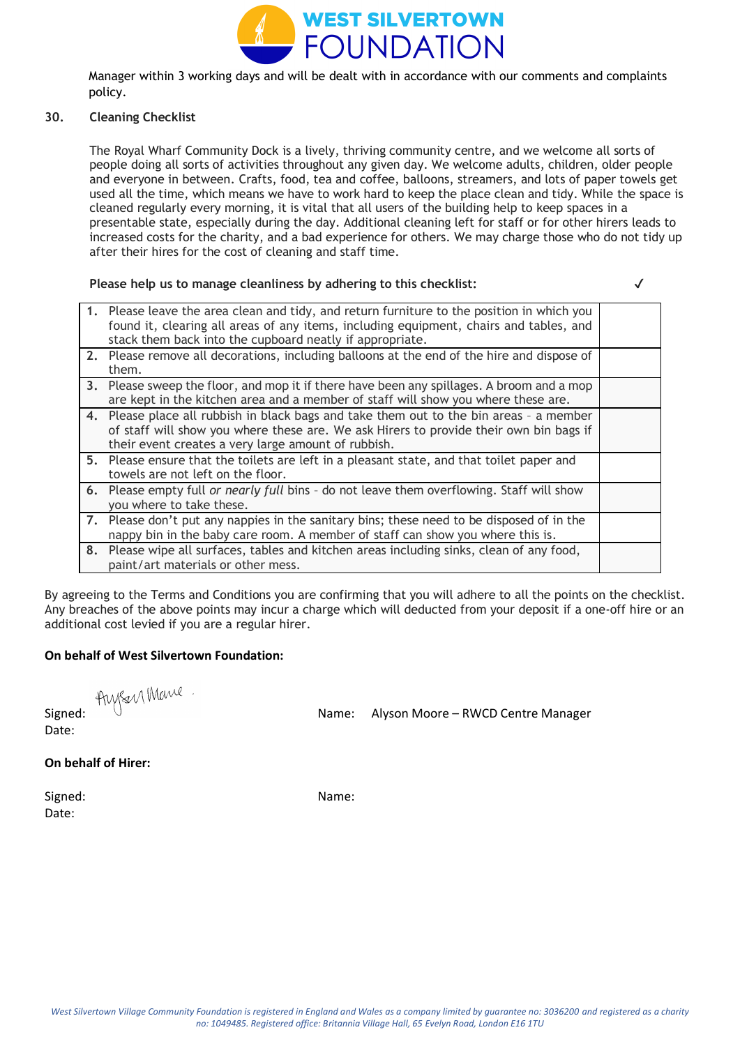Manager within 3 working days and will be dealt with in accordance with our comments and complaints policy.

## 30. Cleaning Checklist

The Royal Wharf Community Dock is a lively, thriving community centre, and we welcome all sorts of people doing all sorts of activities throughout any given day. We welcome adults, children, older people and everyone in between. Crafts, food, tea and coffee, balloons, streamers, and lots of paper towels get used all the time, which means we have to work hard to keep the place clean and tidy. While the space is cleaned regularly every morning, it is vital that all users of the building help to keep spaces in a presentable state, especially during the day. Additional cleaning left for staff or for other hirers leads to increased costs for the charity, and a bad experience for others. We may charge those who do not tidy up after their hires for the cost of cleaning and staff time.

**Please help us to manage cleanliness by adhering to this checklist:**

| | ✓ |
|---|---|
| **1.** Please leave the area clean and tidy, and return furniture to the position in which you found it, clearing all areas of any items, including equipment, chairs and tables, and stack them back into the cupboard neatly if appropriate. | |
| **2.** Please remove all decorations, including balloons at the end of the hire and dispose of them. | |
| **3.** Please sweep the floor, and mop it if there have been any spillages. A broom and a mop are kept in the kitchen area and a member of staff will show you where these are. | |
| **4.** Please place all rubbish in black bags and take them out to the bin areas – a member of staff will show you where these are. We ask Hirers to provide their own bin bags if their event creates a very large amount of rubbish. | |
| **5.** Please ensure that the toilets are left in a pleasant state, and that toilet paper and towels are not left on the floor. | |
| **6.** Please empty full *or nearly full* bins – do not leave them overflowing. Staff will show you where to take these. | |
| **7.** Please don't put any nappies in the sanitary bins; these need to be disposed of in the nappy bin in the baby care room. A member of staff can show you where this is. | |
| **8.** Please wipe all surfaces, tables and kitchen areas including sinks, clean of any food, paint/art materials or other mess. | |

By agreeing to the Terms and Conditions you are confirming that you will adhere to all the points on the checklist. Any breaches of the above points may incur a charge which will deducted from your deposit if a one-off hire or an additional cost levied if you are a regular hirer.

**On behalf of West Silvertown Foundation:**

Signed: Alyson Moore

Name: Alyson Moore – RWCD Centre Manager

Date:

**On behalf of Hirer:**

Signed:

Name:

Date:

*West Silvertown Village Community Foundation is registered in England and Wales as a company limited by guarantee no: 3036200 and registered as a charity no: 1049485. Registered office: Britannia Village Hall, 65 Evelyn Road, London E16 1TU*